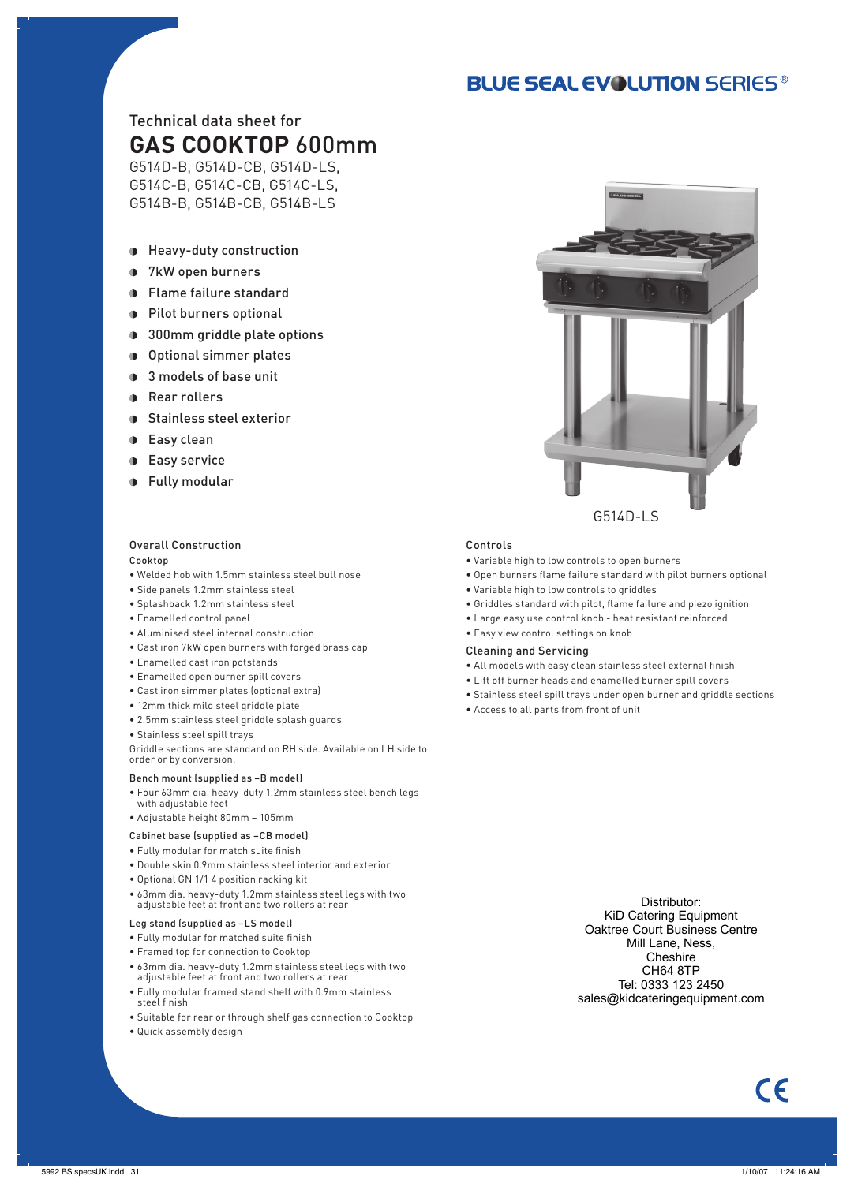BLUE SEAL EVOLUTION SERIES®

Technical data sheet for

# GAS COOKTOP 600mm

G514D-B, G514D-CB, G514D-LS,
G514C-B, G514C-CB, G514C-LS,
G514B-B, G514B-CB, G514B-LS

- Heavy-duty construction
- 7kW open burners
- Flame failure standard
- Pilot burners optional
- 300mm griddle plate options
- Optional simmer plates
- 3 models of base unit
- Rear rollers
- Stainless steel exterior
- Easy clean
- Easy service
- Fully modular

G514D-LS

## Overall Construction

### Cooktop

- Welded hob with 1.5mm stainless steel bull nose
- Side panels 1.2mm stainless steel
- Splashback 1.2mm stainless steel
- Enamelled control panel
- Aluminised steel internal construction
- Cast iron 7kW open burners with forged brass cap
- Enamelled cast iron potstands
- Enamelled open burner spill covers
- Cast iron simmer plates (optional extra)
- 12mm thick mild steel griddle plate
- 2.5mm stainless steel griddle splash guards
- Stainless steel spill trays

Griddle sections are standard on RH side. Available on LH side to order or by conversion.

### Bench mount (supplied as –B model)

- Four 63mm dia. heavy-duty 1.2mm stainless steel bench legs with adjustable feet
- Adjustable height 80mm – 105mm

### Cabinet base (supplied as –CB model)

- Fully modular for match suite finish
- Double skin 0.9mm stainless steel interior and exterior
- Optional GN 1/1 4 position racking kit
- 63mm dia. heavy-duty 1.2mm stainless steel legs with two adjustable feet at front and two rollers at rear

### Leg stand (supplied as –LS model)

- Fully modular for matched suite finish
- Framed top for connection to Cooktop
- 63mm dia. heavy-duty 1.2mm stainless steel legs with two adjustable feet at front and two rollers at rear
- Fully modular framed stand shelf with 0.9mm stainless steel finish
- Suitable for rear or through shelf gas connection to Cooktop
- Quick assembly design

## Controls

- Variable high to low controls to open burners
- Open burners flame failure standard with pilot burners optional
- Variable high to low controls to griddles
- Griddles standard with pilot, flame failure and piezo ignition
- Large easy use control knob - heat resistant reinforced
- Easy view control settings on knob

## Cleaning and Servicing

- All models with easy clean stainless steel external finish
- Lift off burner heads and enamelled burner spill covers
- Stainless steel spill trays under open burner and griddle sections
- Access to all parts from front of unit

Distributor:
KiD Catering Equipment
Oaktree Court Business Centre
Mill Lane, Ness,
Cheshire
CH64 8TP
Tel: 0333 123 2450
sales@kidcateringequipment.com

CE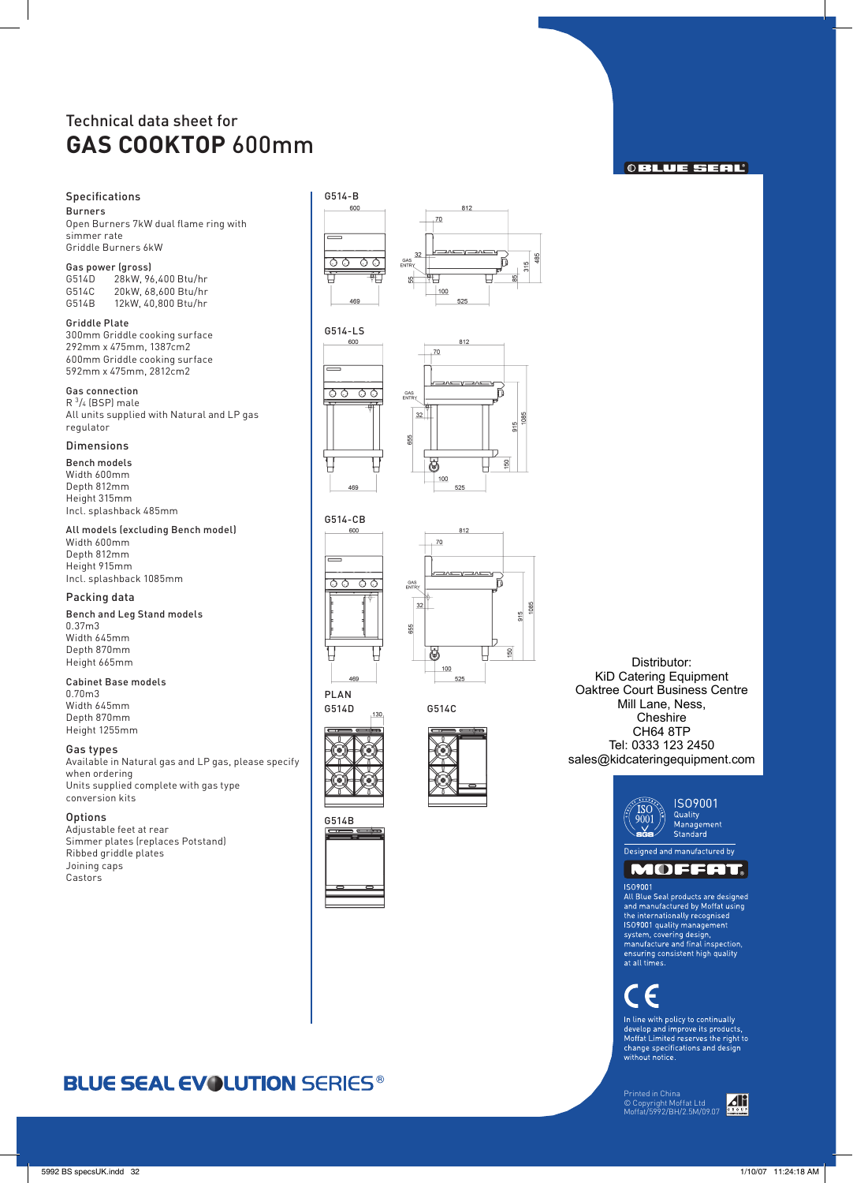Technical data sheet for

# GAS COOKTOP 600mm

## Specifications

**Burners**
Open Burners 7kW dual flame ring with simmer rate
Griddle Burners 6kW

**Gas power (gross)**

| | |
|---|---|
| G514D | 28kW, 96,400 Btu/hr |
| G514C | 20kW, 68,600 Btu/hr |
| G514B | 12kW, 40,800 Btu/hr |

**Griddle Plate**
300mm Griddle cooking surface
292mm x 475mm, 1387cm2
600mm Griddle cooking surface
592mm x 475mm, 2812cm2

**Gas connection**
R 3/4 (BSP) male
All units supplied with Natural and LP gas regulator

## Dimensions

**Bench models**
Width 600mm
Depth 812mm
Height 315mm
Incl. splashback 485mm

**All models (excluding Bench model)**
Width 600mm
Depth 812mm
Height 915mm
Incl. splashback 1085mm

## Packing data

**Bench and Leg Stand models**
0.37m3
Width 645mm
Depth 870mm
Height 665mm

**Cabinet Base models**
0.70m3
Width 645mm
Depth 870mm
Height 1255mm

## Gas types

Available in Natural gas and LP gas, please specify when ordering
Units supplied complete with gas type conversion kits

## Options

Adjustable feet at rear
Simmer plates (replaces Potstand)
Ribbed griddle plates
Joining caps
Castors

G514-B

600
812
70
32
GAS ENTRY
55
100
85
315
485
469
525

G514-LS

600
812
70
GAS ENTRY
32
655
1085
915
150
100
469
525

G514-CB

600
812
70
GAS ENTRY
32
655
915
1085
150
100
469
525

PLAN

G514D
130

G514C

G514B

BLUE SEAL

Distributor:
KiD Catering Equipment
Oaktree Court Business Centre
Mill Lane, Ness,
Cheshire
CH64 8TP
Tel: 0333 123 2450
sales@kidcateringequipment.com

ISO9001
Quality Management Standard

Designed and manufactured by

MOFFAT

ISO9001
All Blue Seal products are designed and manufactured by Moffat using the internationally recognised ISO9001 quality management system, covering design, manufacture and final inspection, ensuring consistent high quality at all times.

CE

In line with policy to continually develop and improve its products, Moffat Limited reserves the right to change specifications and design without notice.

Printed in China
© Copyright Moffat Ltd
Moffat/5992/BH/2.5M/09.07

BLUE SEAL EVOLUTION SERIES®